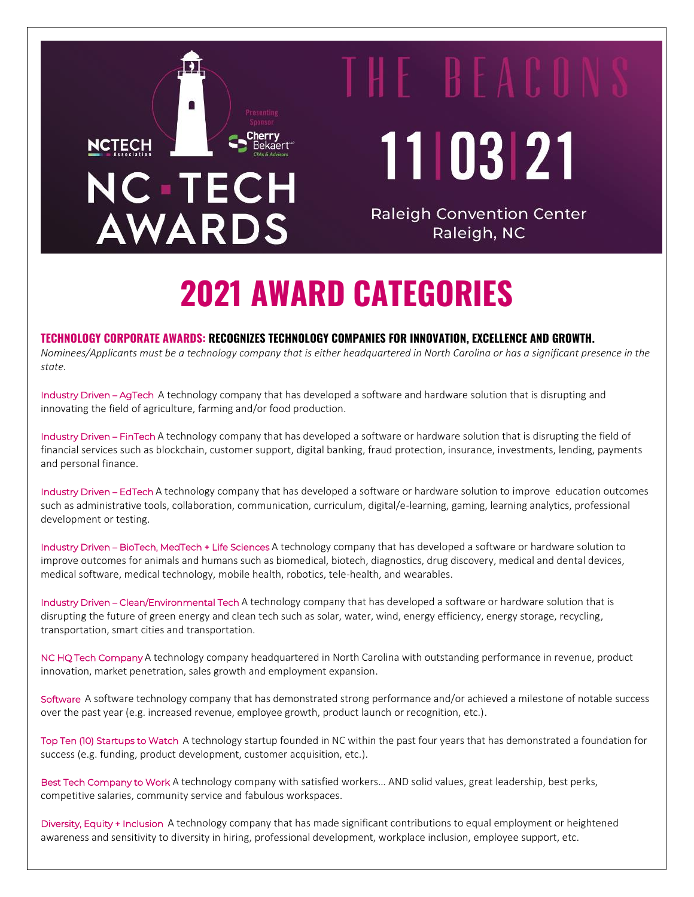NCTECH Association

# NC TECH AWARDS

Presenting Sponsor Cherry Bekaert LLP CPAs & Advisors

THE BEACONS

11|03|21

Raleigh Convention Center
Raleigh, NC

# 2021 AWARD CATEGORIES

## TECHNOLOGY CORPORATE AWARDS: RECOGNIZES TECHNOLOGY COMPANIES FOR INNOVATION, EXCELLENCE AND GROWTH.

*Nominees/Applicants must be a technology company that is either headquartered in North Carolina or has a significant presence in the state.*

Industry Driven – AgTech A technology company that has developed a software and hardware solution that is disrupting and innovating the field of agriculture, farming and/or food production.

Industry Driven – FinTech A technology company that has developed a software or hardware solution that is disrupting the field of financial services such as blockchain, customer support, digital banking, fraud protection, insurance, investments, lending, payments and personal finance.

Industry Driven – EdTech A technology company that has developed a software or hardware solution to improve education outcomes such as administrative tools, collaboration, communication, curriculum, digital/e-learning, gaming, learning analytics, professional development or testing.

Industry Driven – BioTech, MedTech + Life Sciences A technology company that has developed a software or hardware solution to improve outcomes for animals and humans such as biomedical, biotech, diagnostics, drug discovery, medical and dental devices, medical software, medical technology, mobile health, robotics, tele-health, and wearables.

Industry Driven – Clean/Environmental Tech A technology company that has developed a software or hardware solution that is disrupting the future of green energy and clean tech such as solar, water, wind, energy efficiency, energy storage, recycling, transportation, smart cities and transportation.

NC HQ Tech Company A technology company headquartered in North Carolina with outstanding performance in revenue, product innovation, market penetration, sales growth and employment expansion.

Software A software technology company that has demonstrated strong performance and/or achieved a milestone of notable success over the past year (e.g. increased revenue, employee growth, product launch or recognition, etc.).

Top Ten (10) Startups to Watch A technology startup founded in NC within the past four years that has demonstrated a foundation for success (e.g. funding, product development, customer acquisition, etc.).

Best Tech Company to Work A technology company with satisfied workers… AND solid values, great leadership, best perks, competitive salaries, community service and fabulous workspaces.

Diversity, Equity + Inclusion A technology company that has made significant contributions to equal employment or heightened awareness and sensitivity to diversity in hiring, professional development, workplace inclusion, employee support, etc.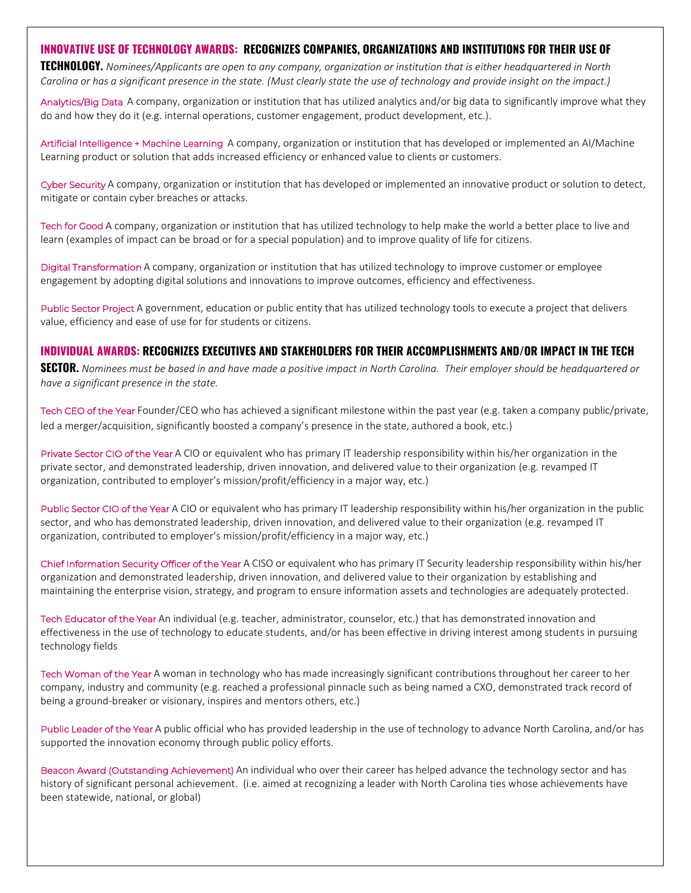## INNOVATIVE USE OF TECHNOLOGY AWARDS: RECOGNIZES COMPANIES, ORGANIZATIONS AND INSTITUTIONS FOR THEIR USE OF TECHNOLOGY.

*Nominees/Applicants are open to any company, organization or institution that is either headquartered in North Carolina or has a significant presence in the state. (Must clearly state the use of technology and provide insight on the impact.)*

**Analytics/Big Data** A company, organization or institution that has utilized analytics and/or big data to significantly improve what they do and how they do it (e.g. internal operations, customer engagement, product development, etc.).

**Artificial Intelligence + Machine Learning** A company, organization or institution that has developed or implemented an AI/Machine Learning product or solution that adds increased efficiency or enhanced value to clients or customers.

**Cyber Security** A company, organization or institution that has developed or implemented an innovative product or solution to detect, mitigate or contain cyber breaches or attacks.

**Tech for Good** A company, organization or institution that has utilized technology to help make the world a better place to live and learn (examples of impact can be broad or for a special population) and to improve quality of life for citizens.

**Digital Transformation** A company, organization or institution that has utilized technology to improve customer or employee engagement by adopting digital solutions and innovations to improve outcomes, efficiency and effectiveness.

**Public Sector Project** A government, education or public entity that has utilized technology tools to execute a project that delivers value, efficiency and ease of use for for students or citizens.

## INDIVIDUAL AWARDS: RECOGNIZES EXECUTIVES AND STAKEHOLDERS FOR THEIR ACCOMPLISHMENTS AND/OR IMPACT IN THE TECH SECTOR.

*Nominees must be based in and have made a positive impact in North Carolina. Their employer should be headquartered or have a significant presence in the state.*

**Tech CEO of the Year** Founder/CEO who has achieved a significant milestone within the past year (e.g. taken a company public/private, led a merger/acquisition, significantly boosted a company's presence in the state, authored a book, etc.)

**Private Sector CIO of the Year** A CIO or equivalent who has primary IT leadership responsibility within his/her organization in the private sector, and demonstrated leadership, driven innovation, and delivered value to their organization (e.g. revamped IT organization, contributed to employer's mission/profit/efficiency in a major way, etc.)

**Public Sector CIO of the Year** A CIO or equivalent who has primary IT leadership responsibility within his/her organization in the public sector, and who has demonstrated leadership, driven innovation, and delivered value to their organization (e.g. revamped IT organization, contributed to employer's mission/profit/efficiency in a major way, etc.)

**Chief Information Security Officer of the Year** A CISO or equivalent who has primary IT Security leadership responsibility within his/her organization and demonstrated leadership, driven innovation, and delivered value to their organization by establishing and maintaining the enterprise vision, strategy, and program to ensure information assets and technologies are adequately protected.

**Tech Educator of the Year** An individual (e.g. teacher, administrator, counselor, etc.) that has demonstrated innovation and effectiveness in the use of technology to educate students, and/or has been effective in driving interest among students in pursuing technology fields

**Tech Woman of the Year** A woman in technology who has made increasingly significant contributions throughout her career to her company, industry and community (e.g. reached a professional pinnacle such as being named a CXO, demonstrated track record of being a ground-breaker or visionary, inspires and mentors others, etc.)

**Public Leader of the Year** A public official who has provided leadership in the use of technology to advance North Carolina, and/or has supported the innovation economy through public policy efforts.

**Beacon Award (Outstanding Achievement)** An individual who over their career has helped advance the technology sector and has history of significant personal achievement. (i.e. aimed at recognizing a leader with North Carolina ties whose achievements have been statewide, national, or global)